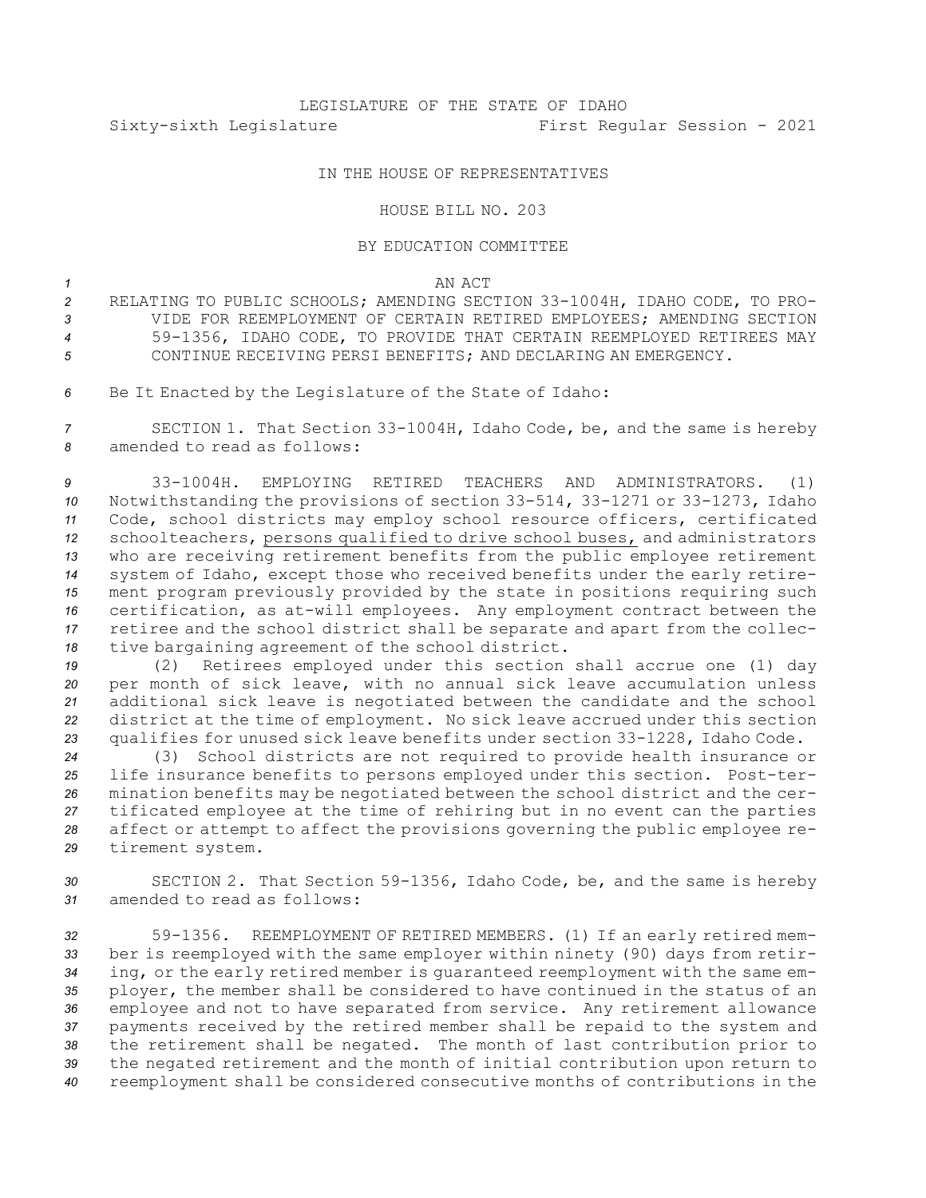LEGISLATURE OF THE STATE OF IDAHO

Sixty-sixth Legislature First Regular Session - 2021

IN THE HOUSE OF REPRESENTATIVES

HOUSE BILL NO. 203

BY EDUCATION COMMITTEE

AN ACT

RELATING TO PUBLIC SCHOOLS; AMENDING SECTION 33-1004H, IDAHO CODE, TO PROVIDE FOR REEMPLOYMENT OF CERTAIN RETIRED EMPLOYEES; AMENDING SECTION 59-1356, IDAHO CODE, TO PROVIDE THAT CERTAIN REEMPLOYED RETIREES MAY CONTINUE RECEIVING PERSI BENEFITS; AND DECLARING AN EMERGENCY.

Be It Enacted by the Legislature of the State of Idaho:

SECTION 1. That Section 33-1004H, Idaho Code, be, and the same is hereby amended to read as follows:

33-1004H. EMPLOYING RETIRED TEACHERS AND ADMINISTRATORS. (1) Notwithstanding the provisions of section 33-514, 33-1271 or 33-1273, Idaho Code, school districts may employ school resource officers, certificated schoolteachers, <u>persons qualified to drive school buses,</u> and administrators who are receiving retirement benefits from the public employee retirement system of Idaho, except those who received benefits under the early retirement program previously provided by the state in positions requiring such certification, as at-will employees. Any employment contract between the retiree and the school district shall be separate and apart from the collective bargaining agreement of the school district.

(2) Retirees employed under this section shall accrue one (1) day per month of sick leave, with no annual sick leave accumulation unless additional sick leave is negotiated between the candidate and the school district at the time of employment. No sick leave accrued under this section qualifies for unused sick leave benefits under section 33-1228, Idaho Code.

(3) School districts are not required to provide health insurance or life insurance benefits to persons employed under this section. Post-termination benefits may be negotiated between the school district and the certificated employee at the time of rehiring but in no event can the parties affect or attempt to affect the provisions governing the public employee retirement system.

SECTION 2. That Section 59-1356, Idaho Code, be, and the same is hereby amended to read as follows:

59-1356. REEMPLOYMENT OF RETIRED MEMBERS. (1) If an early retired member is reemployed with the same employer within ninety (90) days from retiring, or the early retired member is guaranteed reemployment with the same employer, the member shall be considered to have continued in the status of an employee and not to have separated from service. Any retirement allowance payments received by the retired member shall be repaid to the system and the retirement shall be negated. The month of last contribution prior to the negated retirement and the month of initial contribution upon return to reemployment shall be considered consecutive months of contributions in the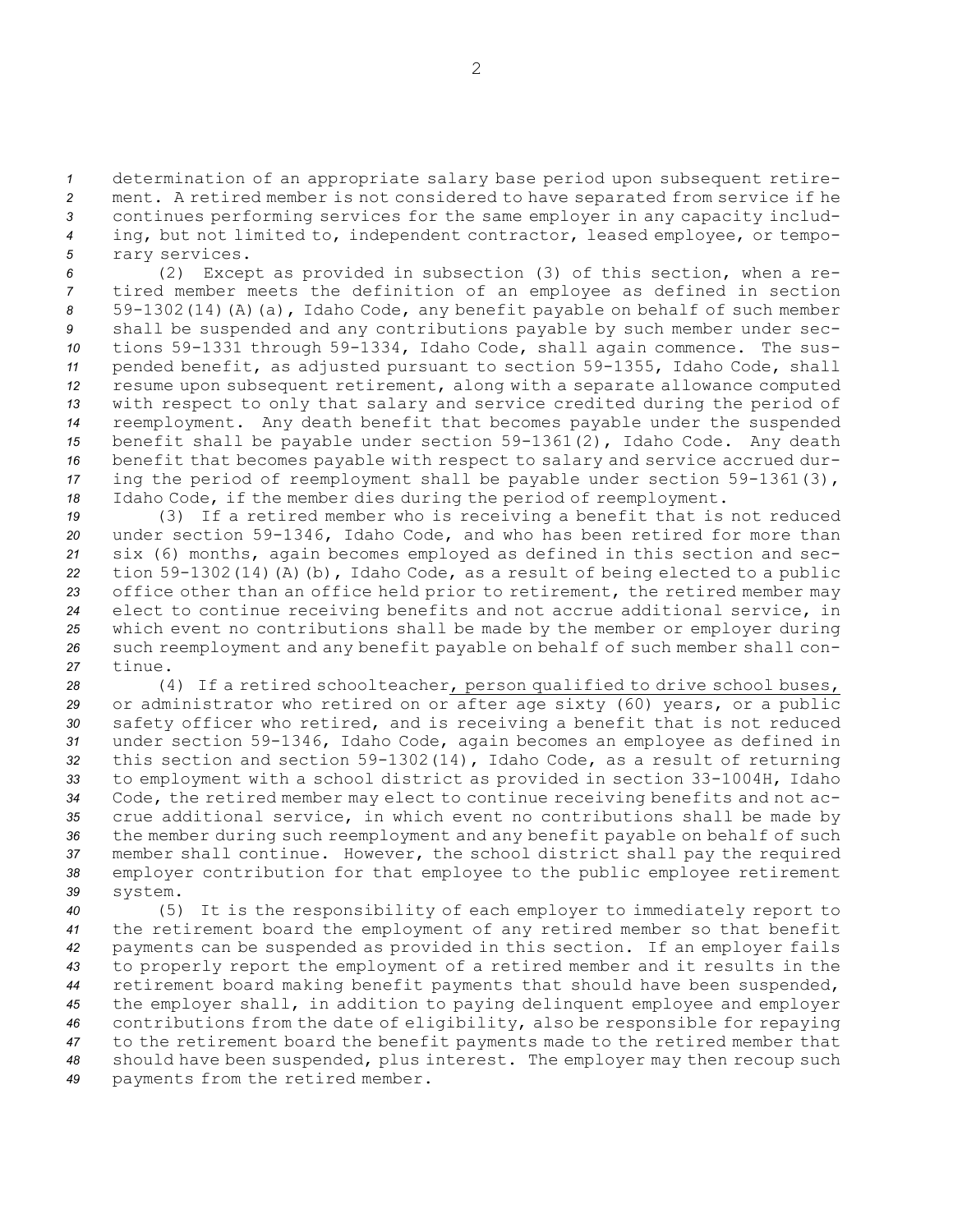determination of an appropriate salary base period upon subsequent retirement. A retired member is not considered to have separated from service if he continues performing services for the same employer in any capacity including, but not limited to, independent contractor, leased employee, or temporary services.

(2) Except as provided in subsection (3) of this section, when a retired member meets the definition of an employee as defined in section 59-1302(14)(A)(a), Idaho Code, any benefit payable on behalf of such member shall be suspended and any contributions payable by such member under sections 59-1331 through 59-1334, Idaho Code, shall again commence. The suspended benefit, as adjusted pursuant to section 59-1355, Idaho Code, shall resume upon subsequent retirement, along with a separate allowance computed with respect to only that salary and service credited during the period of reemployment. Any death benefit that becomes payable under the suspended benefit shall be payable under section 59-1361(2), Idaho Code. Any death benefit that becomes payable with respect to salary and service accrued during the period of reemployment shall be payable under section 59-1361(3), Idaho Code, if the member dies during the period of reemployment.

(3) If a retired member who is receiving a benefit that is not reduced under section 59-1346, Idaho Code, and who has been retired for more than six (6) months, again becomes employed as defined in this section and section 59-1302(14)(A)(b), Idaho Code, as a result of being elected to a public office other than an office held prior to retirement, the retired member may elect to continue receiving benefits and not accrue additional service, in which event no contributions shall be made by the member or employer during such reemployment and any benefit payable on behalf of such member shall continue.

(4) If a retired schoolteacher, person qualified to drive school buses, or administrator who retired on or after age sixty (60) years, or a public safety officer who retired, and is receiving a benefit that is not reduced under section 59-1346, Idaho Code, again becomes an employee as defined in this section and section 59-1302(14), Idaho Code, as a result of returning to employment with a school district as provided in section 33-1004H, Idaho Code, the retired member may elect to continue receiving benefits and not accrue additional service, in which event no contributions shall be made by the member during such reemployment and any benefit payable on behalf of such member shall continue. However, the school district shall pay the required employer contribution for that employee to the public employee retirement system.

(5) It is the responsibility of each employer to immediately report to the retirement board the employment of any retired member so that benefit payments can be suspended as provided in this section. If an employer fails to properly report the employment of a retired member and it results in the retirement board making benefit payments that should have been suspended, the employer shall, in addition to paying delinquent employee and employer contributions from the date of eligibility, also be responsible for repaying to the retirement board the benefit payments made to the retired member that should have been suspended, plus interest. The employer may then recoup such payments from the retired member.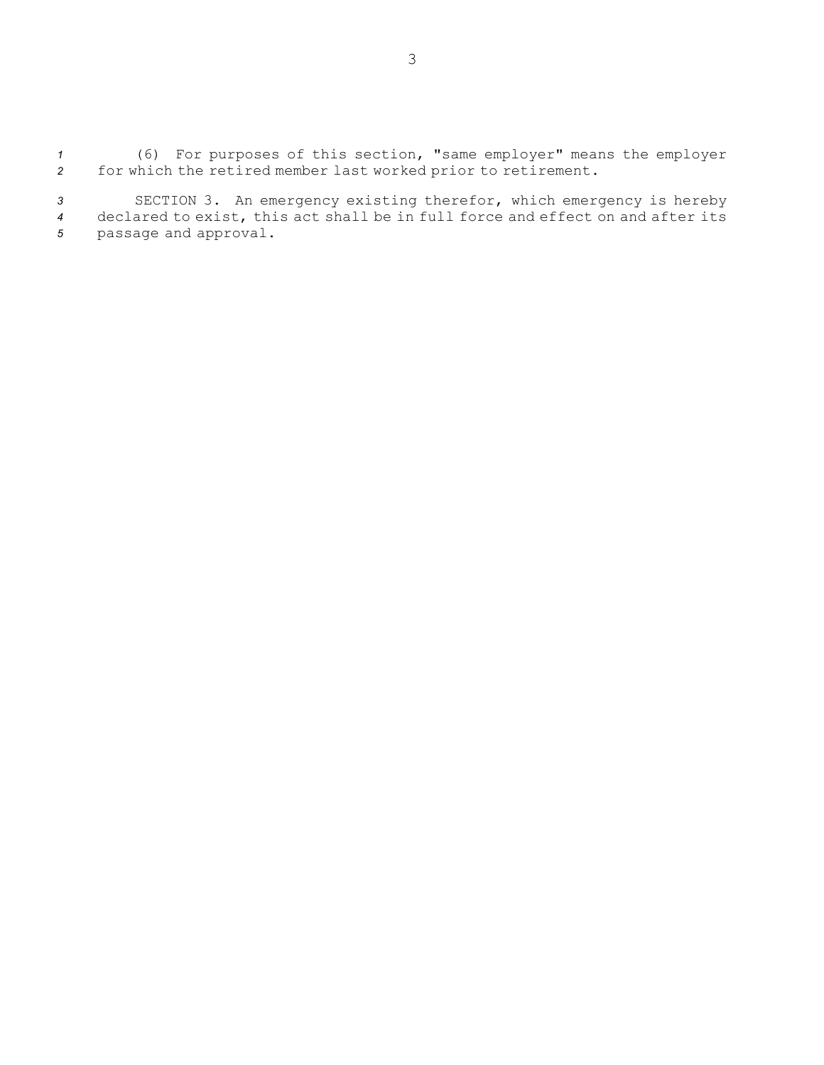(6) For purposes of this section, "same employer" means the employer for which the retired member last worked prior to retirement.

SECTION 3. An emergency existing therefor, which emergency is hereby declared to exist, this act shall be in full force and effect on and after its passage and approval.